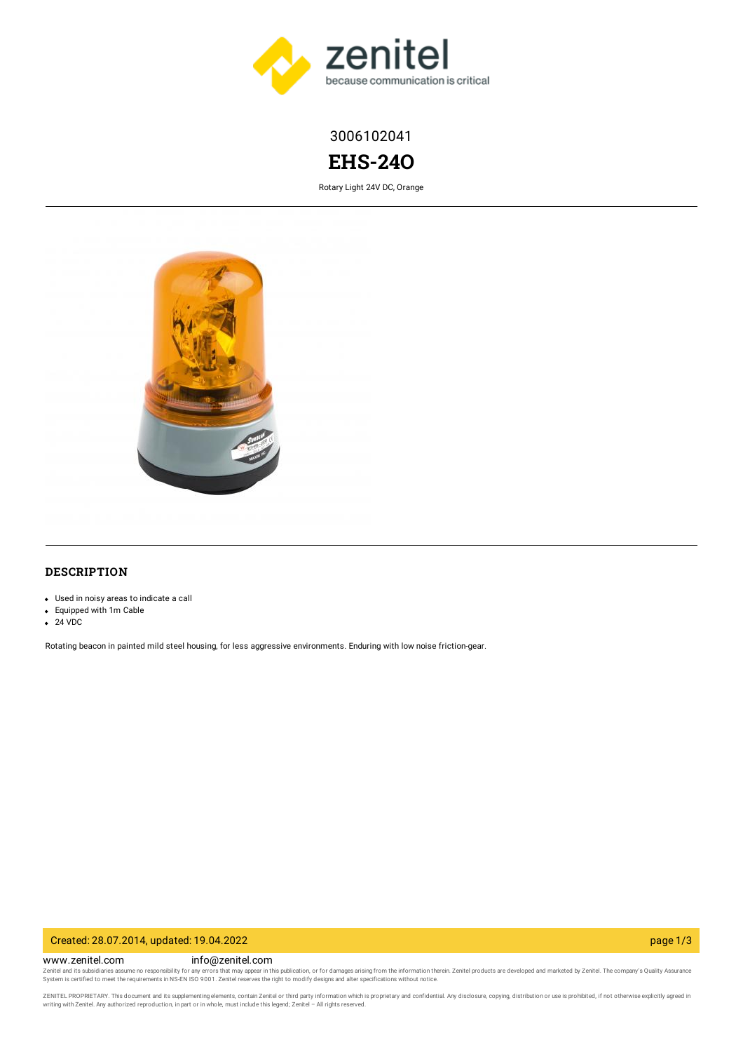3006102041

# EHS-24O

Rotary Light 24V DC, Orange

## DESCRIPTION

- Used in noisy areas to indicate a call
- Equipped with 1m Cable
- 24 VDC

Rotating beacon in painted mild steel housing, for less aggressive environments. Enduring with low noise friction-gear.

Created: 28.07.2014, updated: 19.04.2022

www.zenitel.com info@zenitel.com

Zenitel and its subsidiaries assume no responsibility for any errors that may appear in this publication, or for damages arising from the information therein. Zenitel products are developed and marketed by Zenitel. The company's Quality Assurance System is certified to meet the requirements in NS-EN ISO 9001. Zenitel reserves the right to modify designs and alter specifications without notice.

ZENITEL PROPRIETARY. This document and its supplementing elements, contain Zenitel or third party information which is proprietary and confidential. Any disclosure, copying, distribution or use is prohibited, if not otherwise explicitly agreed in writing with Zenitel. Any authorized reproduction, in part or in whole, must include this legend; Zenitel – All rights reserved.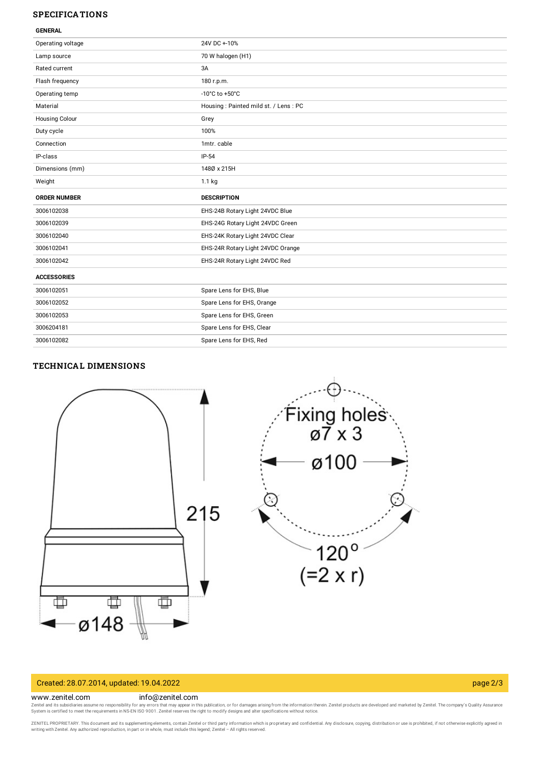## SPECIFICATIONS

| GENERAL | |
|---|---|
| Operating voltage | 24V DC +-10% |
| Lamp source | 70 W halogen (H1) |
| Rated current | 3A |
| Flash frequency | 180 r.p.m. |
| Operating temp | -10°C to +50°C |
| Material | Housing : Painted mild st. / Lens : PC |
| Housing Colour | Grey |
| Duty cycle | 100% |
| Connection | 1mtr. cable |
| IP-class | IP-54 |
| Dimensions (mm) | 148Ø x 215H |
| Weight | 1.1 kg |

| ORDER NUMBER | DESCRIPTION |
|---|---|
| 3006102038 | EHS-24B Rotary Light 24VDC Blue |
| 3006102039 | EHS-24G Rotary Light 24VDC Green |
| 3006102040 | EHS-24K Rotary Light 24VDC Clear |
| 3006102041 | EHS-24R Rotary Light 24VDC Orange |
| 3006102042 | EHS-24R Rotary Light 24VDC Red |

| ACCESSORIES | |
|---|---|
| 3006102051 | Spare Lens for EHS, Blue |
| 3006102052 | Spare Lens for EHS, Orange |
| 3006102053 | Spare Lens for EHS, Green |
| 3006204181 | Spare Lens for EHS, Clear |
| 3006102082 | Spare Lens for EHS, Red |

## TECHNICAL DIMENSIONS

215

ø148

Fixing holes ø7 x 3

ø100

120° (=2 x r)

Created: 28.07.2014, updated: 19.04.2022

www.zenitel.com info@zenitel.com

Zenitel and its subsidiaries assume no responsibility for any errors that may appear in this publication, or for damages arising from the information therein. Zenitel products are developed and marketed by Zenitel. The company's Quality Assurance System is certified to meet the requirements in NS-EN ISO 9001. Zenitel reserves the right to modify designs and alter specifications without notice.

ZENITEL PROPRIETARY. This document and its supplementing elements, contain Zenitel or third party information which is proprietary and confidential. Any disclosure, copying, distribution or use is prohibited, if not otherwise explicitly agreed in writing with Zenitel. Any authorized reproduction, in part or in whole, must include this legend; Zenitel – All rights reserved.